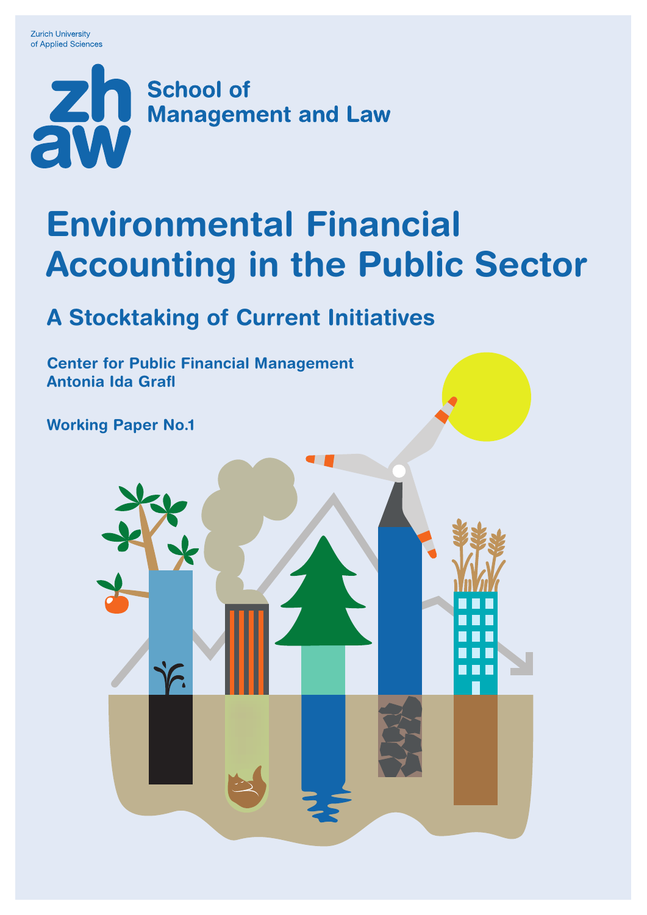Zurich University
of Applied Sciences

School of
Management and Law

# Environmental Financial Accounting in the Public Sector

## A Stocktaking of Current Initiatives

**Center for Public Financial Management**
**Antonia Ida Grafl**

**Working Paper No.1**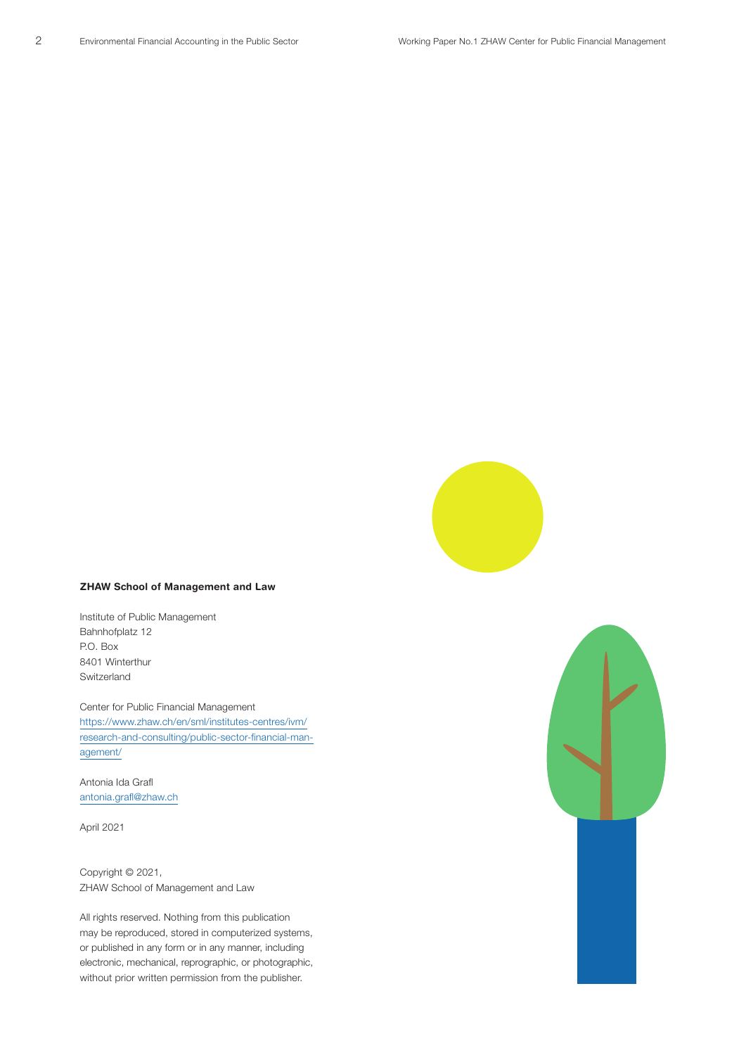**ZHAW School of Management and Law**

Institute of Public Management
Bahnhofplatz 12
P.O. Box
8401 Winterthur
Switzerland

Center for Public Financial Management
https://www.zhaw.ch/en/sml/institutes-centres/ivm/research-and-consulting/public-sector-financial-management/

Antonia Ida Grafl
antonia.grafl@zhaw.ch

April 2021

Copyright © 2021,
ZHAW School of Management and Law

All rights reserved. Nothing from this publication may be reproduced, stored in computerized systems, or published in any form or in any manner, including electronic, mechanical, reprographic, or photographic, without prior written permission from the publisher.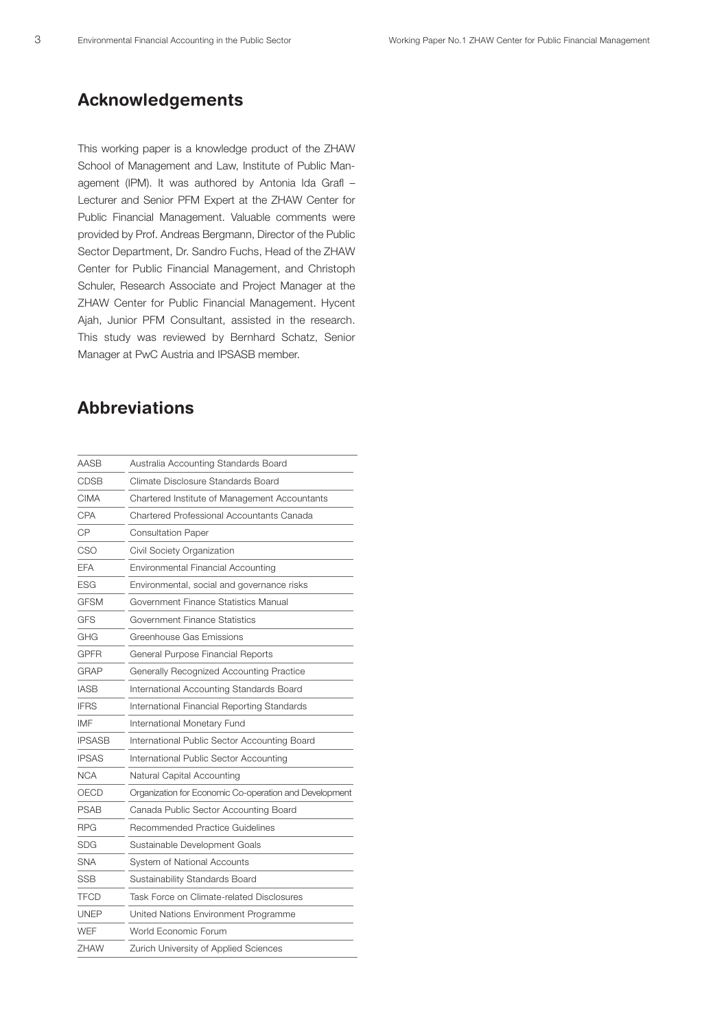## Acknowledgements

This working paper is a knowledge product of the ZHAW School of Management and Law, Institute of Public Management (IPM). It was authored by Antonia Ida Grafl – Lecturer and Senior PFM Expert at the ZHAW Center for Public Financial Management. Valuable comments were provided by Prof. Andreas Bergmann, Director of the Public Sector Department, Dr. Sandro Fuchs, Head of the ZHAW Center for Public Financial Management, and Christoph Schuler, Research Associate and Project Manager at the ZHAW Center for Public Financial Management. Hycent Ajah, Junior PFM Consultant, assisted in the research. This study was reviewed by Bernhard Schatz, Senior Manager at PwC Austria and IPSASB member.

## Abbreviations

| | |
|---|---|
| AASB | Australia Accounting Standards Board |
| CDSB | Climate Disclosure Standards Board |
| CIMA | Chartered Institute of Management Accountants |
| CPA | Chartered Professional Accountants Canada |
| CP | Consultation Paper |
| CSO | Civil Society Organization |
| EFA | Environmental Financial Accounting |
| ESG | Environmental, social and governance risks |
| GFSM | Government Finance Statistics Manual |
| GFS | Government Finance Statistics |
| GHG | Greenhouse Gas Emissions |
| GPFR | General Purpose Financial Reports |
| GRAP | Generally Recognized Accounting Practice |
| IASB | International Accounting Standards Board |
| IFRS | International Financial Reporting Standards |
| IMF | International Monetary Fund |
| IPSASB | International Public Sector Accounting Board |
| IPSAS | International Public Sector Accounting |
| NCA | Natural Capital Accounting |
| OECD | Organization for Economic Co-operation and Development |
| PSAB | Canada Public Sector Accounting Board |
| RPG | Recommended Practice Guidelines |
| SDG | Sustainable Development Goals |
| SNA | System of National Accounts |
| SSB | Sustainability Standards Board |
| TFCD | Task Force on Climate-related Disclosures |
| UNEP | United Nations Environment Programme |
| WEF | World Economic Forum |
| ZHAW | Zurich University of Applied Sciences |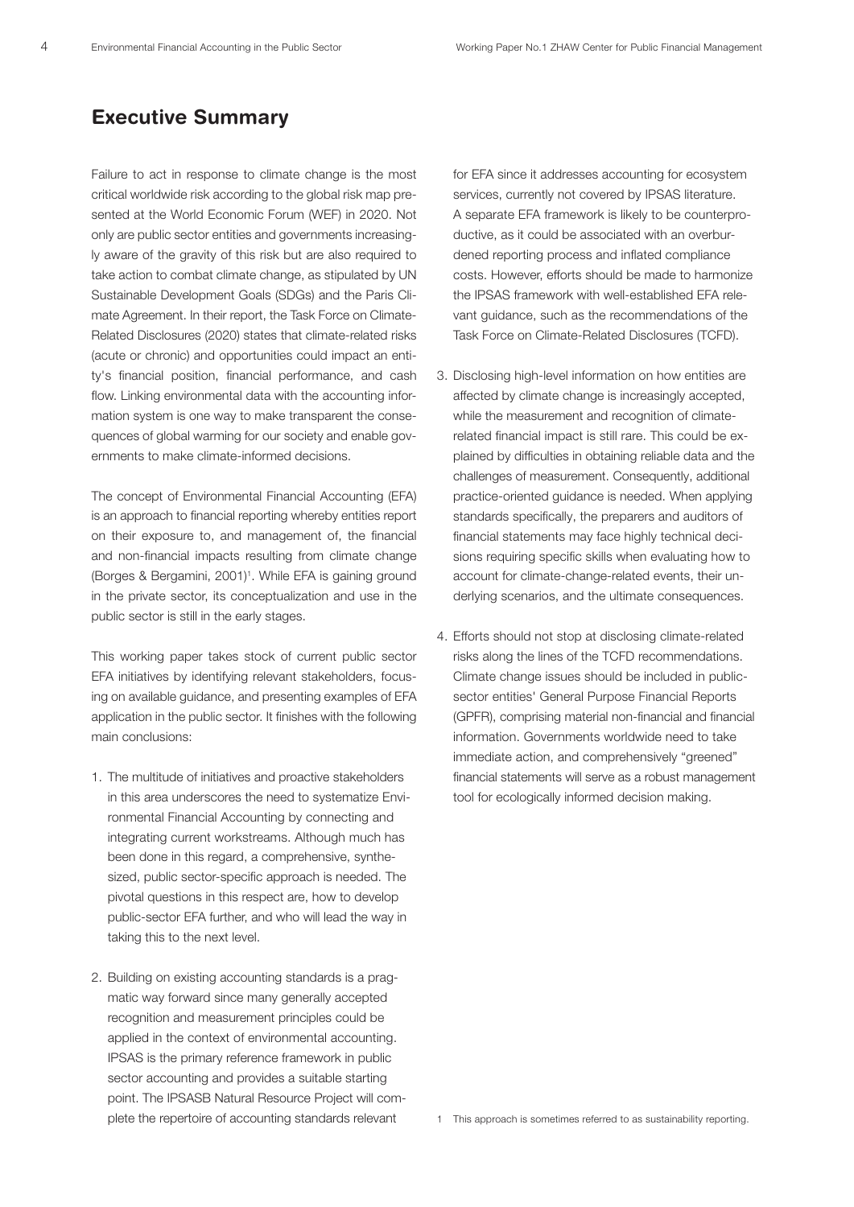## Executive Summary

Failure to act in response to climate change is the most critical worldwide risk according to the global risk map presented at the World Economic Forum (WEF) in 2020. Not only are public sector entities and governments increasingly aware of the gravity of this risk but are also required to take action to combat climate change, as stipulated by UN Sustainable Development Goals (SDGs) and the Paris Climate Agreement. In their report, the Task Force on Climate-Related Disclosures (2020) states that climate-related risks (acute or chronic) and opportunities could impact an entity's financial position, financial performance, and cash flow. Linking environmental data with the accounting information system is one way to make transparent the consequences of global warming for our society and enable governments to make climate-informed decisions.

The concept of Environmental Financial Accounting (EFA) is an approach to financial reporting whereby entities report on their exposure to, and management of, the financial and non-financial impacts resulting from climate change (Borges & Bergamini, 2001)[1]. While EFA is gaining ground in the private sector, its conceptualization and use in the public sector is still in the early stages.

This working paper takes stock of current public sector EFA initiatives by identifying relevant stakeholders, focusing on available guidance, and presenting examples of EFA application in the public sector. It finishes with the following main conclusions:

1. The multitude of initiatives and proactive stakeholders in this area underscores the need to systematize Environmental Financial Accounting by connecting and integrating current workstreams. Although much has been done in this regard, a comprehensive, synthesized, public sector-specific approach is needed. The pivotal questions in this respect are, how to develop public-sector EFA further, and who will lead the way in taking this to the next level.

2. Building on existing accounting standards is a pragmatic way forward since many generally accepted recognition and measurement principles could be applied in the context of environmental accounting. IPSAS is the primary reference framework in public sector accounting and provides a suitable starting point. The IPSASB Natural Resource Project will complete the repertoire of accounting standards relevant for EFA since it addresses accounting for ecosystem services, currently not covered by IPSAS literature. A separate EFA framework is likely to be counterproductive, as it could be associated with an overburdened reporting process and inflated compliance costs. However, efforts should be made to harmonize the IPSAS framework with well-established EFA relevant guidance, such as the recommendations of the Task Force on Climate-Related Disclosures (TCFD).

3. Disclosing high-level information on how entities are affected by climate change is increasingly accepted, while the measurement and recognition of climate-related financial impact is still rare. This could be explained by difficulties in obtaining reliable data and the challenges of measurement. Consequently, additional practice-oriented guidance is needed. When applying standards specifically, the preparers and auditors of financial statements may face highly technical decisions requiring specific skills when evaluating how to account for climate-change-related events, their underlying scenarios, and the ultimate consequences.

4. Efforts should not stop at disclosing climate-related risks along the lines of the TCFD recommendations. Climate change issues should be included in public-sector entities' General Purpose Financial Reports (GPFR), comprising material non-financial and financial information. Governments worldwide need to take immediate action, and comprehensively "greened" financial statements will serve as a robust management tool for ecologically informed decision making.

[1] This approach is sometimes referred to as sustainability reporting.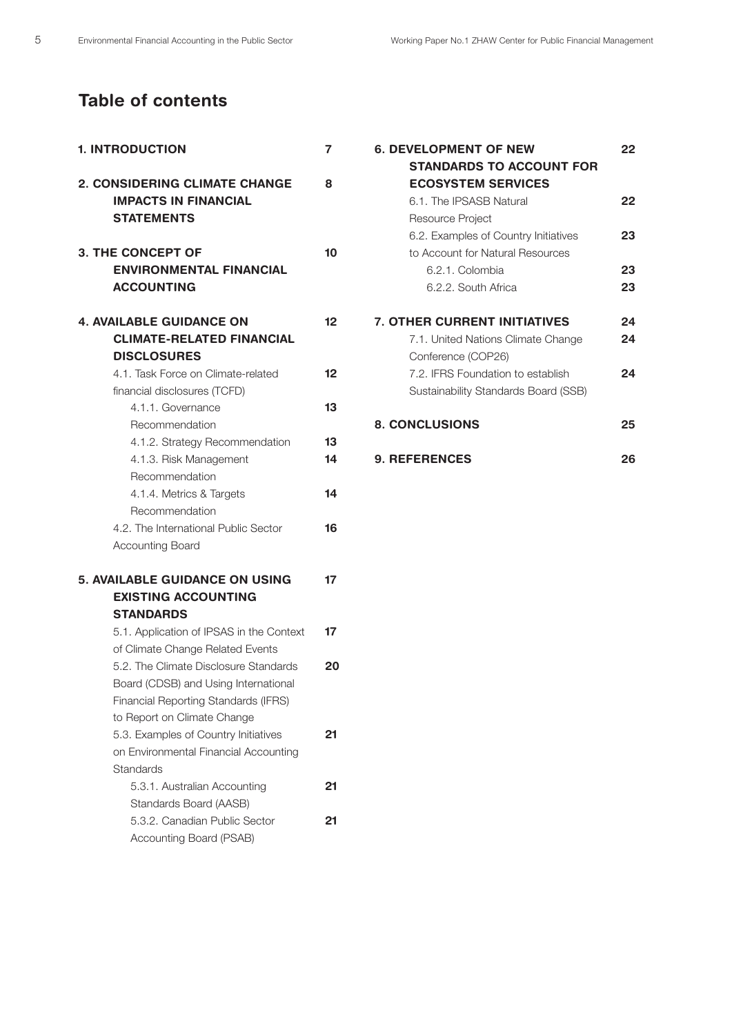## Table of contents

**1. INTRODUCTION** 7

**2. CONSIDERING CLIMATE CHANGE IMPACTS IN FINANCIAL STATEMENTS** 8

**3. THE CONCEPT OF ENVIRONMENTAL FINANCIAL ACCOUNTING** 10

**4. AVAILABLE GUIDANCE ON CLIMATE-RELATED FINANCIAL DISCLOSURES** 12

- 4.1. Task Force on Climate-related financial disclosures (TCFD) 12
  - 4.1.1. Governance Recommendation 13
  - 4.1.2. Strategy Recommendation 13
  - 4.1.3. Risk Management Recommendation 14
  - 4.1.4. Metrics & Targets Recommendation 14
- 4.2. The International Public Sector Accounting Board 16

**5. AVAILABLE GUIDANCE ON USING EXISTING ACCOUNTING STANDARDS** 17

- 5.1. Application of IPSAS in the Context of Climate Change Related Events 17
- 5.2. The Climate Disclosure Standards Board (CDSB) and Using International Financial Reporting Standards (IFRS) to Report on Climate Change 20
- 5.3. Examples of Country Initiatives on Environmental Financial Accounting Standards 21
  - 5.3.1. Australian Accounting Standards Board (AASB) 21
  - 5.3.2. Canadian Public Sector Accounting Board (PSAB) 21

**6. DEVELOPMENT OF NEW STANDARDS TO ACCOUNT FOR ECOSYSTEM SERVICES** 22

- 6.1. The IPSASB Natural Resource Project 22
- 6.2. Examples of Country Initiatives to Account for Natural Resources 23
  - 6.2.1. Colombia 23
  - 6.2.2. South Africa 23

**7. OTHER CURRENT INITIATIVES** 24

- 7.1. United Nations Climate Change Conference (COP26) 24
- 7.2. IFRS Foundation to establish Sustainability Standards Board (SSB) 24

**8. CONCLUSIONS** 25

**9. REFERENCES** 26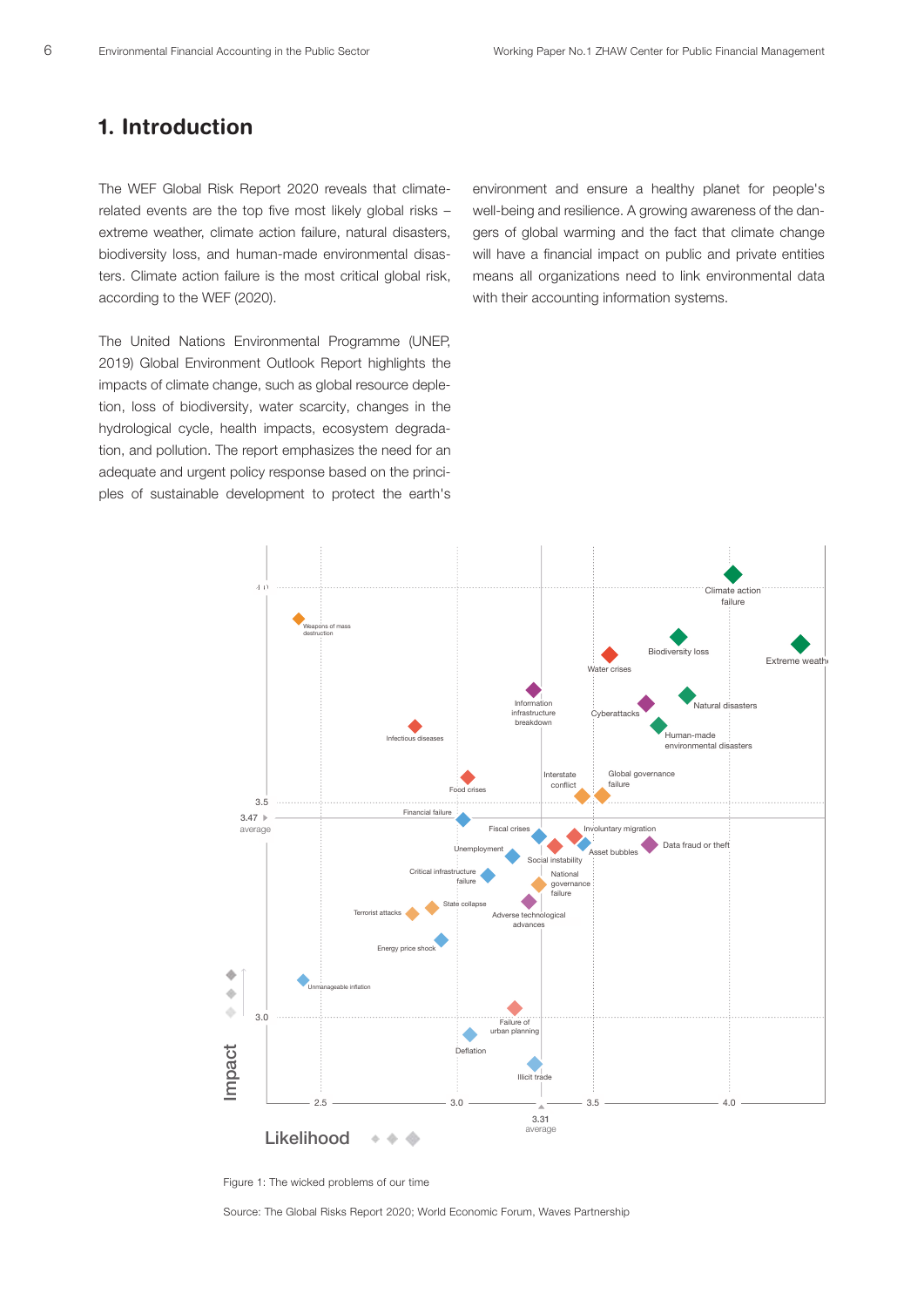# 1. Introduction

The WEF Global Risk Report 2020 reveals that climate-related events are the top five most likely global risks – extreme weather, climate action failure, natural disasters, biodiversity loss, and human-made environmental disasters. Climate action failure is the most critical global risk, according to the WEF (2020).

The United Nations Environmental Programme (UNEP, 2019) Global Environment Outlook Report highlights the impacts of climate change, such as global resource depletion, loss of biodiversity, water scarcity, changes in the hydrological cycle, health impacts, ecosystem degradation, and pollution. The report emphasizes the need for an adequate and urgent policy response based on the principles of sustainable development to protect the earth's environment and ensure a healthy planet for people's well-being and resilience. A growing awareness of the dangers of global warming and the fact that climate change will have a financial impact on public and private entities means all organizations need to link environmental data with their accounting information systems.

Figure 1: The wicked problems of our time

Source: The Global Risks Report 2020; World Economic Forum, Waves Partnership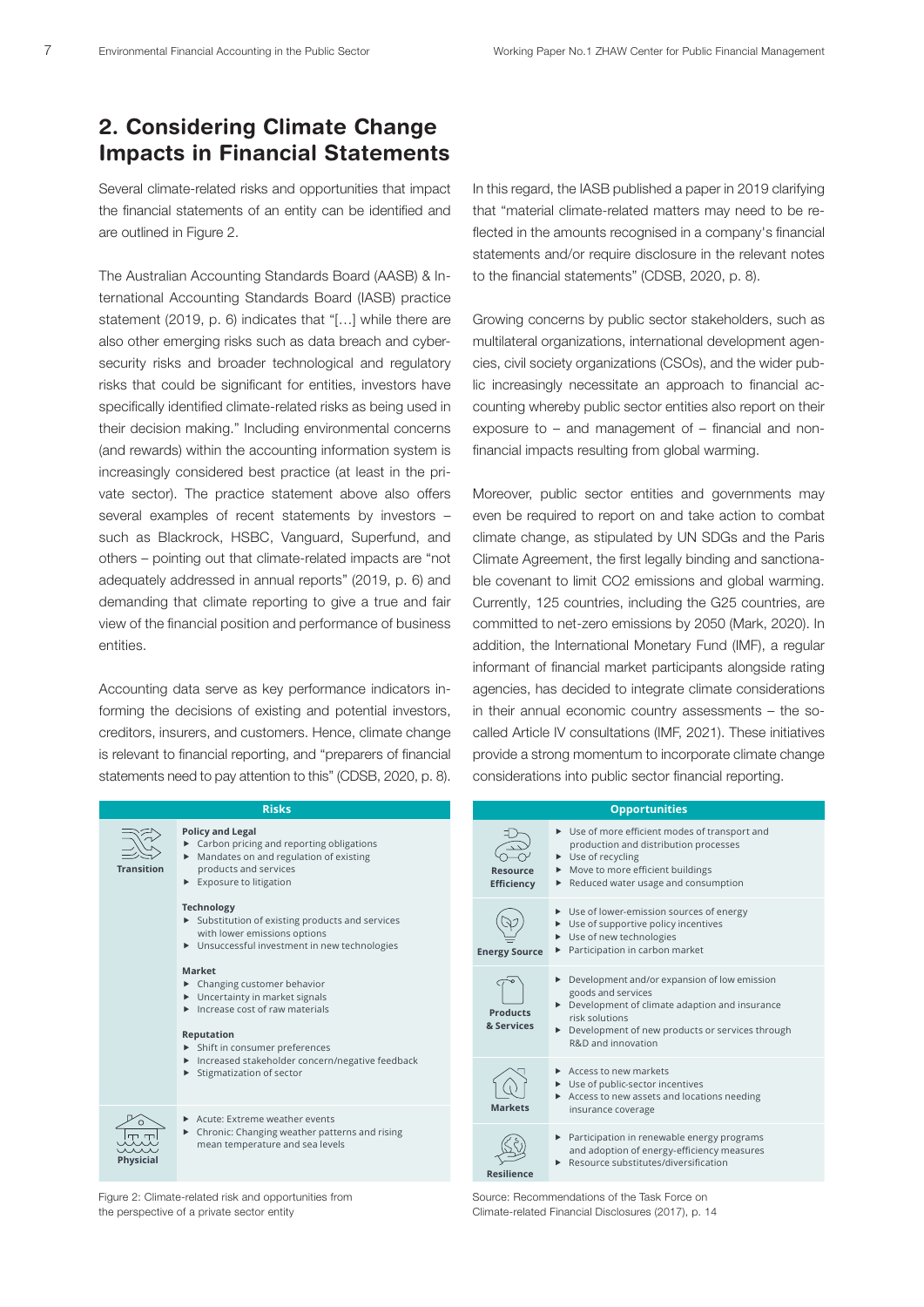## 2. Considering Climate Change Impacts in Financial Statements

Several climate-related risks and opportunities that impact the financial statements of an entity can be identified and are outlined in Figure 2.

The Australian Accounting Standards Board (AASB) & International Accounting Standards Board (IASB) practice statement (2019, p. 6) indicates that "[…] while there are also other emerging risks such as data breach and cybersecurity risks and broader technological and regulatory risks that could be significant for entities, investors have specifically identified climate-related risks as being used in their decision making." Including environmental concerns (and rewards) within the accounting information system is increasingly considered best practice (at least in the private sector). The practice statement above also offers several examples of recent statements by investors – such as Blackrock, HSBC, Vanguard, Superfund, and others – pointing out that climate-related impacts are "not adequately addressed in annual reports" (2019, p. 6) and demanding that climate reporting to give a true and fair view of the financial position and performance of business entities.

Accounting data serve as key performance indicators informing the decisions of existing and potential investors, creditors, insurers, and customers. Hence, climate change is relevant to financial reporting, and "preparers of financial statements need to pay attention to this" (CDSB, 2020, p. 8).

In this regard, the IASB published a paper in 2019 clarifying that "material climate-related matters may need to be reflected in the amounts recognised in a company's financial statements and/or require disclosure in the relevant notes to the financial statements" (CDSB, 2020, p. 8).

Growing concerns by public sector stakeholders, such as multilateral organizations, international development agencies, civil society organizations (CSOs), and the wider public increasingly necessitate an approach to financial accounting whereby public sector entities also report on their exposure to – and management of – financial and non-financial impacts resulting from global warming.

Moreover, public sector entities and governments may even be required to report on and take action to combat climate change, as stipulated by UN SDGs and the Paris Climate Agreement, the first legally binding and sanctionable covenant to limit CO2 emissions and global warming. Currently, 125 countries, including the G25 countries, are committed to net-zero emissions by 2050 (Mark, 2020). In addition, the International Monetary Fund (IMF), a regular informant of financial market participants alongside rating agencies, has decided to integrate climate considerations in their annual economic country assessments – the so-called Article IV consultations (IMF, 2021). These initiatives provide a strong momentum to incorporate climate change considerations into public sector financial reporting.

| Risks | |
|---|---|
| Transition | **Policy and Legal**<br>▸ Carbon pricing and reporting obligations<br>▸ Mandates on and regulation of existing products and services<br>▸ Exposure to litigation<br><br>**Technology**<br>▸ Substitution of existing products and services with lower emissions options<br>▸ Unsuccessful investment in new technologies<br><br>**Market**<br>▸ Changing customer behavior<br>▸ Uncertainty in market signals<br>▸ Increase cost of raw materials<br><br>**Reputation**<br>▸ Shift in consumer preferences<br>▸ Increased stakeholder concern/negative feedback<br>▸ Stigmatization of sector |
| Physical | ▸ Acute: Extreme weather events<br>▸ Chronic: Changing weather patterns and rising mean temperature and sea levels |

| Opportunities | |
|---|---|
| Resource Efficiency | ▸ Use of more efficient modes of transport and production and distribution processes<br>▸ Use of recycling<br>▸ Move to more efficient buildings<br>▸ Reduced water usage and consumption |
| Energy Source | ▸ Use of lower-emission sources of energy<br>▸ Use of supportive policy incentives<br>▸ Use of new technologies<br>▸ Participation in carbon market |
| Products & Services | ▸ Development and/or expansion of low emission goods and services<br>▸ Development of climate adaption and insurance risk solutions<br>▸ Development of new products or services through R&D and innovation |
| Markets | ▸ Access to new markets<br>▸ Use of public-sector incentives<br>▸ Access to new assets and locations needing insurance coverage |
| Resilience | ▸ Participation in renewable energy programs and adoption of energy-efficiency measures<br>▸ Resource substitutes/diversification |

Figure 2: Climate-related risk and opportunities from the perspective of a private sector entity

Source: Recommendations of the Task Force on Climate-related Financial Disclosures (2017), p. 14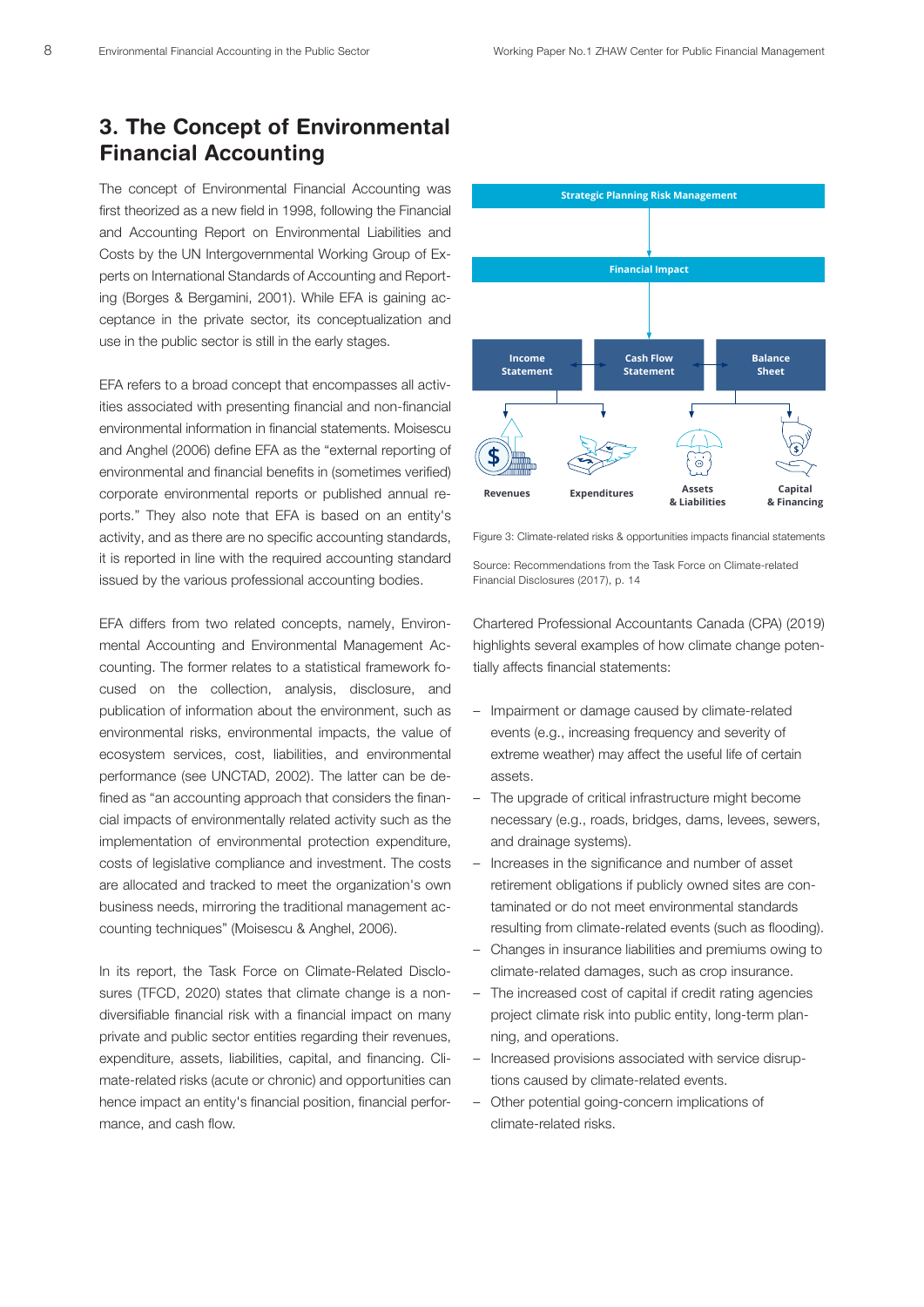## 3. The Concept of Environmental Financial Accounting

The concept of Environmental Financial Accounting was first theorized as a new field in 1998, following the Financial and Accounting Report on Environmental Liabilities and Costs by the UN Intergovernmental Working Group of Experts on International Standards of Accounting and Reporting (Borges & Bergamini, 2001). While EFA is gaining acceptance in the private sector, its conceptualization and use in the public sector is still in the early stages.

EFA refers to a broad concept that encompasses all activities associated with presenting financial and non-financial environmental information in financial statements. Moisescu and Anghel (2006) define EFA as the "external reporting of environmental and financial benefits in (sometimes verified) corporate environmental reports or published annual reports." They also note that EFA is based on an entity's activity, and as there are no specific accounting standards, it is reported in line with the required accounting standard issued by the various professional accounting bodies.

EFA differs from two related concepts, namely, Environmental Accounting and Environmental Management Accounting. The former relates to a statistical framework focused on the collection, analysis, disclosure, and publication of information about the environment, such as environmental risks, environmental impacts, the value of ecosystem services, cost, liabilities, and environmental performance (see UNCTAD, 2002). The latter can be defined as "an accounting approach that considers the financial impacts of environmentally related activity such as the implementation of environmental protection expenditure, costs of legislative compliance and investment. The costs are allocated and tracked to meet the organization's own business needs, mirroring the traditional management accounting techniques" (Moisescu & Anghel, 2006).

In its report, the Task Force on Climate-Related Disclosures (TFCD, 2020) states that climate change is a non-diversifiable financial risk with a financial impact on many private and public sector entities regarding their revenues, expenditure, assets, liabilities, capital, and financing. Climate-related risks (acute or chronic) and opportunities can hence impact an entity's financial position, financial performance, and cash flow.

Strategic Planning Risk Management

Financial Impact

Income Statement | Cash Flow Statement | Balance Sheet

Revenues | Expenditures | Assets & Liabilities | Capital & Financing

Figure 3: Climate-related risks & opportunities impacts financial statements

Source: Recommendations from the Task Force on Climate-related Financial Disclosures (2017), p. 14

Chartered Professional Accountants Canada (CPA) (2019) highlights several examples of how climate change potentially affects financial statements:

- Impairment or damage caused by climate-related events (e.g., increasing frequency and severity of extreme weather) may affect the useful life of certain assets.
- The upgrade of critical infrastructure might become necessary (e.g., roads, bridges, dams, levees, sewers, and drainage systems).
- Increases in the significance and number of asset retirement obligations if publicly owned sites are contaminated or do not meet environmental standards resulting from climate-related events (such as flooding).
- Changes in insurance liabilities and premiums owing to climate-related damages, such as crop insurance.
- The increased cost of capital if credit rating agencies project climate risk into public entity, long-term planning, and operations.
- Increased provisions associated with service disruptions caused by climate-related events.
- Other potential going-concern implications of climate-related risks.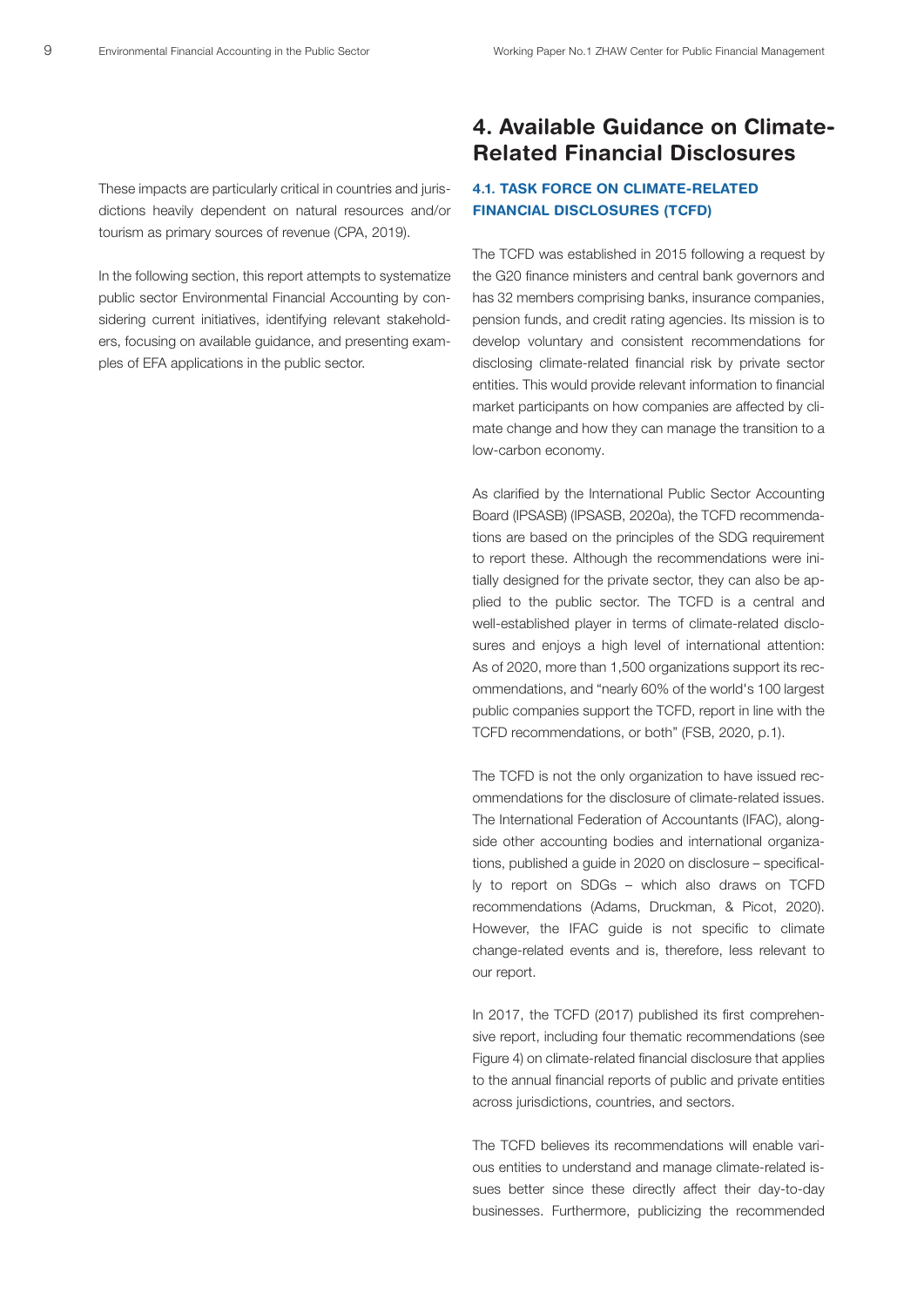These impacts are particularly critical in countries and jurisdictions heavily dependent on natural resources and/or tourism as primary sources of revenue (CPA, 2019).

In the following section, this report attempts to systematize public sector Environmental Financial Accounting by considering current initiatives, identifying relevant stakeholders, focusing on available guidance, and presenting examples of EFA applications in the public sector.

# 4. Available Guidance on Climate-Related Financial Disclosures

## 4.1. TASK FORCE ON CLIMATE-RELATED FINANCIAL DISCLOSURES (TCFD)

The TCFD was established in 2015 following a request by the G20 finance ministers and central bank governors and has 32 members comprising banks, insurance companies, pension funds, and credit rating agencies. Its mission is to develop voluntary and consistent recommendations for disclosing climate-related financial risk by private sector entities. This would provide relevant information to financial market participants on how companies are affected by climate change and how they can manage the transition to a low-carbon economy.

As clarified by the International Public Sector Accounting Board (IPSASB) (IPSASB, 2020a), the TCFD recommendations are based on the principles of the SDG requirement to report these. Although the recommendations were initially designed for the private sector, they can also be applied to the public sector. The TCFD is a central and well-established player in terms of climate-related disclosures and enjoys a high level of international attention: As of 2020, more than 1,500 organizations support its recommendations, and "nearly 60% of the world's 100 largest public companies support the TCFD, report in line with the TCFD recommendations, or both" (FSB, 2020, p.1).

The TCFD is not the only organization to have issued recommendations for the disclosure of climate-related issues. The International Federation of Accountants (IFAC), alongside other accounting bodies and international organizations, published a guide in 2020 on disclosure – specifically to report on SDGs – which also draws on TCFD recommendations (Adams, Druckman, & Picot, 2020). However, the IFAC guide is not specific to climate change-related events and is, therefore, less relevant to our report.

In 2017, the TCFD (2017) published its first comprehensive report, including four thematic recommendations (see Figure 4) on climate-related financial disclosure that applies to the annual financial reports of public and private entities across jurisdictions, countries, and sectors.

The TCFD believes its recommendations will enable various entities to understand and manage climate-related issues better since these directly affect their day-to-day businesses. Furthermore, publicizing the recommended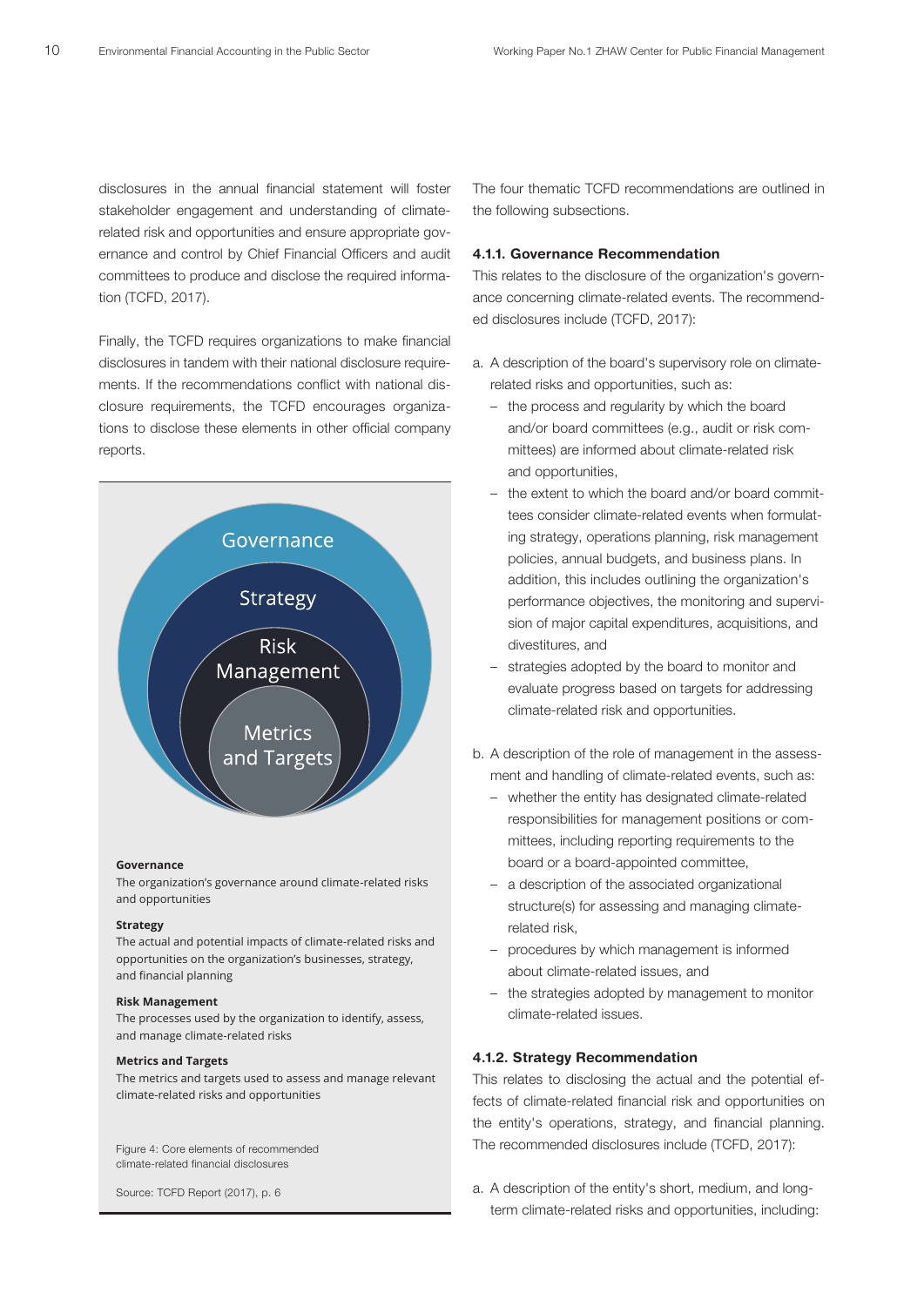disclosures in the annual financial statement will foster stakeholder engagement and understanding of climate-related risk and opportunities and ensure appropriate governance and control by Chief Financial Officers and audit committees to produce and disclose the required information (TCFD, 2017).

Finally, the TCFD requires organizations to make financial disclosures in tandem with their national disclosure requirements. If the recommendations conflict with national disclosure requirements, the TCFD encourages organizations to disclose these elements in other official company reports.

Governance

Strategy

Risk Management

Metrics and Targets

**Governance**
The organization's governance around climate-related risks and opportunities

**Strategy**
The actual and potential impacts of climate-related risks and opportunities on the organization's businesses, strategy, and financial planning

**Risk Management**
The processes used by the organization to identify, assess, and manage climate-related risks

**Metrics and Targets**
The metrics and targets used to assess and manage relevant climate-related risks and opportunities

Figure 4: Core elements of recommended climate-related financial disclosures

Source: TCFD Report (2017), p. 6

The four thematic TCFD recommendations are outlined in the following subsections.

#### 4.1.1. Governance Recommendation

This relates to the disclosure of the organization's governance concerning climate-related events. The recommended disclosures include (TCFD, 2017):

a. A description of the board's supervisory role on climate-related risks and opportunities, such as:
   - the process and regularity by which the board and/or board committees (e.g., audit or risk committees) are informed about climate-related risk and opportunities,
   - the extent to which the board and/or board committees consider climate-related events when formulating strategy, operations planning, risk management policies, annual budgets, and business plans. In addition, this includes outlining the organization's performance objectives, the monitoring and supervision of major capital expenditures, acquisitions, and divestitures, and
   - strategies adopted by the board to monitor and evaluate progress based on targets for addressing climate-related risk and opportunities.

b. A description of the role of management in the assessment and handling of climate-related events, such as:
   - whether the entity has designated climate-related responsibilities for management positions or committees, including reporting requirements to the board or a board-appointed committee,
   - a description of the associated organizational structure(s) for assessing and managing climate-related risk,
   - procedures by which management is informed about climate-related issues, and
   - the strategies adopted by management to monitor climate-related issues.

#### 4.1.2. Strategy Recommendation

This relates to disclosing the actual and the potential effects of climate-related financial risk and opportunities on the entity's operations, strategy, and financial planning. The recommended disclosures include (TCFD, 2017):

a. A description of the entity's short, medium, and long-term climate-related risks and opportunities, including: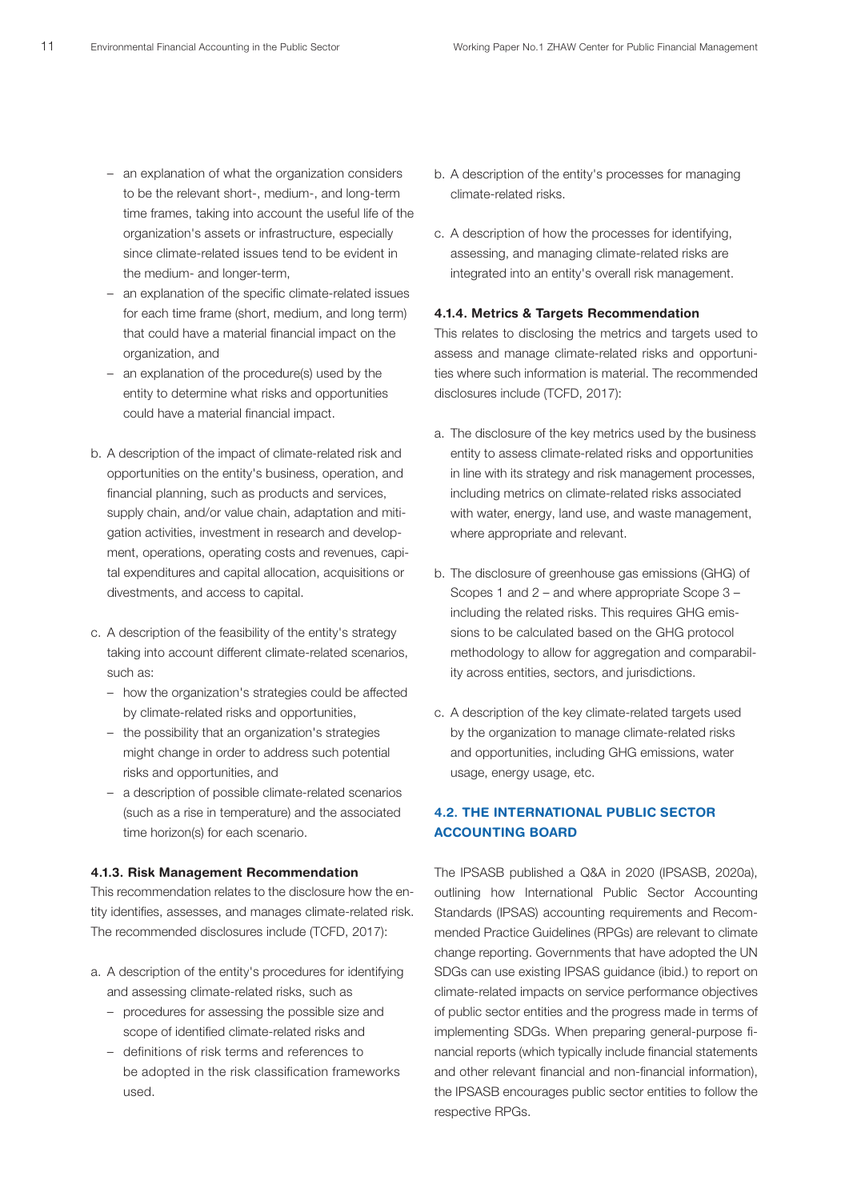- an explanation of what the organization considers to be the relevant short-, medium-, and long-term time frames, taking into account the useful life of the organization's assets or infrastructure, especially since climate-related issues tend to be evident in the medium- and longer-term,
- an explanation of the specific climate-related issues for each time frame (short, medium, and long term) that could have a material financial impact on the organization, and
- an explanation of the procedure(s) used by the entity to determine what risks and opportunities could have a material financial impact.

b. A description of the impact of climate-related risk and opportunities on the entity's business, operation, and financial planning, such as products and services, supply chain, and/or value chain, adaptation and mitigation activities, investment in research and development, operations, operating costs and revenues, capital expenditures and capital allocation, acquisitions or divestments, and access to capital.

c. A description of the feasibility of the entity's strategy taking into account different climate-related scenarios, such as:
   - how the organization's strategies could be affected by climate-related risks and opportunities,
   - the possibility that an organization's strategies might change in order to address such potential risks and opportunities, and
   - a description of possible climate-related scenarios (such as a rise in temperature) and the associated time horizon(s) for each scenario.

#### 4.1.3. Risk Management Recommendation

This recommendation relates to the disclosure how the entity identifies, assesses, and manages climate-related risk. The recommended disclosures include (TCFD, 2017):

a. A description of the entity's procedures for identifying and assessing climate-related risks, such as
   - procedures for assessing the possible size and scope of identified climate-related risks and
   - definitions of risk terms and references to be adopted in the risk classification frameworks used.

b. A description of the entity's processes for managing climate-related risks.

c. A description of how the processes for identifying, assessing, and managing climate-related risks are integrated into an entity's overall risk management.

#### 4.1.4. Metrics & Targets Recommendation

This relates to disclosing the metrics and targets used to assess and manage climate-related risks and opportunities where such information is material. The recommended disclosures include (TCFD, 2017):

a. The disclosure of the key metrics used by the business entity to assess climate-related risks and opportunities in line with its strategy and risk management processes, including metrics on climate-related risks associated with water, energy, land use, and waste management, where appropriate and relevant.

b. The disclosure of greenhouse gas emissions (GHG) of Scopes 1 and 2 – and where appropriate Scope 3 – including the related risks. This requires GHG emissions to be calculated based on the GHG protocol methodology to allow for aggregation and comparability across entities, sectors, and jurisdictions.

c. A description of the key climate-related targets used by the organization to manage climate-related risks and opportunities, including GHG emissions, water usage, energy usage, etc.

### 4.2. THE INTERNATIONAL PUBLIC SECTOR ACCOUNTING BOARD

The IPSASB published a Q&A in 2020 (IPSASB, 2020a), outlining how International Public Sector Accounting Standards (IPSAS) accounting requirements and Recommended Practice Guidelines (RPGs) are relevant to climate change reporting. Governments that have adopted the UN SDGs can use existing IPSAS guidance (ibid.) to report on climate-related impacts on service performance objectives of public sector entities and the progress made in terms of implementing SDGs. When preparing general-purpose financial reports (which typically include financial statements and other relevant financial and non-financial information), the IPSASB encourages public sector entities to follow the respective RPGs.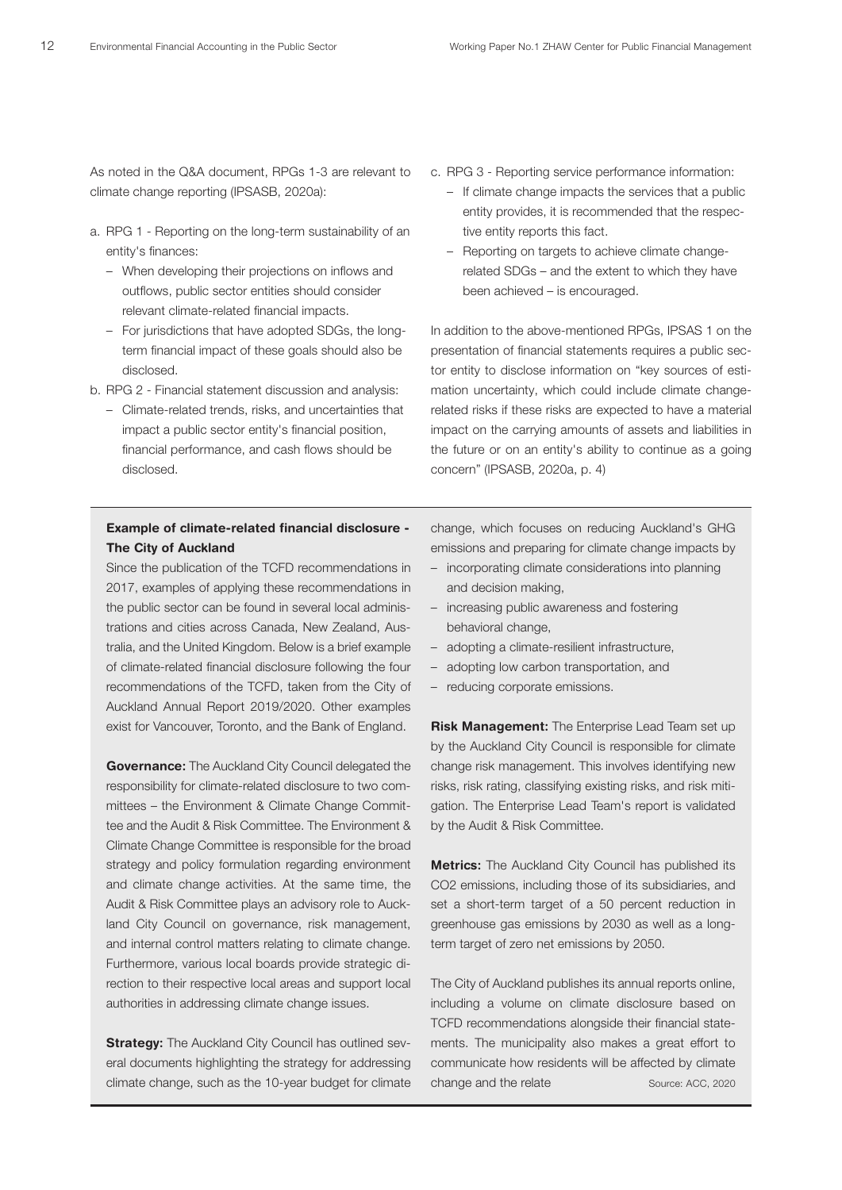As noted in the Q&A document, RPGs 1-3 are relevant to climate change reporting (IPSASB, 2020a):

a. RPG 1 - Reporting on the long-term sustainability of an entity's finances:
   - When developing their projections on inflows and outflows, public sector entities should consider relevant climate-related financial impacts.
   - For jurisdictions that have adopted SDGs, the long-term financial impact of these goals should also be disclosed.
b. RPG 2 - Financial statement discussion and analysis:
   - Climate-related trends, risks, and uncertainties that impact a public sector entity's financial position, financial performance, and cash flows should be disclosed.
c. RPG 3 - Reporting service performance information:
   - If climate change impacts the services that a public entity provides, it is recommended that the respective entity reports this fact.
   - Reporting on targets to achieve climate change-related SDGs – and the extent to which they have been achieved – is encouraged.

In addition to the above-mentioned RPGs, IPSAS 1 on the presentation of financial statements requires a public sector entity to disclose information on "key sources of estimation uncertainty, which could include climate change-related risks if these risks are expected to have a material impact on the carrying amounts of assets and liabilities in the future or on an entity's ability to continue as a going concern" (IPSASB, 2020a, p. 4)

**Example of climate-related financial disclosure - The City of Auckland**

Since the publication of the TCFD recommendations in 2017, examples of applying these recommendations in the public sector can be found in several local administrations and cities across Canada, New Zealand, Australia, and the United Kingdom. Below is a brief example of climate-related financial disclosure following the four recommendations of the TCFD, taken from the City of Auckland Annual Report 2019/2020. Other examples exist for Vancouver, Toronto, and the Bank of England.

**Governance:** The Auckland City Council delegated the responsibility for climate-related disclosure to two committees – the Environment & Climate Change Committee and the Audit & Risk Committee. The Environment & Climate Change Committee is responsible for the broad strategy and policy formulation regarding environment and climate change activities. At the same time, the Audit & Risk Committee plays an advisory role to Auckland City Council on governance, risk management, and internal control matters relating to climate change. Furthermore, various local boards provide strategic direction to their respective local areas and support local authorities in addressing climate change issues.

**Strategy:** The Auckland City Council has outlined several documents highlighting the strategy for addressing climate change, such as the 10-year budget for climate change, which focuses on reducing Auckland's GHG emissions and preparing for climate change impacts by

- incorporating climate considerations into planning and decision making,
- increasing public awareness and fostering behavioral change,
- adopting a climate-resilient infrastructure,
- adopting low carbon transportation, and
- reducing corporate emissions.

**Risk Management:** The Enterprise Lead Team set up by the Auckland City Council is responsible for climate change risk management. This involves identifying new risks, risk rating, classifying existing risks, and risk mitigation. The Enterprise Lead Team's report is validated by the Audit & Risk Committee.

**Metrics:** The Auckland City Council has published its CO2 emissions, including those of its subsidiaries, and set a short-term target of a 50 percent reduction in greenhouse gas emissions by 2030 as well as a long-term target of zero net emissions by 2050.

The City of Auckland publishes its annual reports online, including a volume on climate disclosure based on TCFD recommendations alongside their financial statements. The municipality also makes a great effort to communicate how residents will be affected by climate change and the relate

Source: ACC, 2020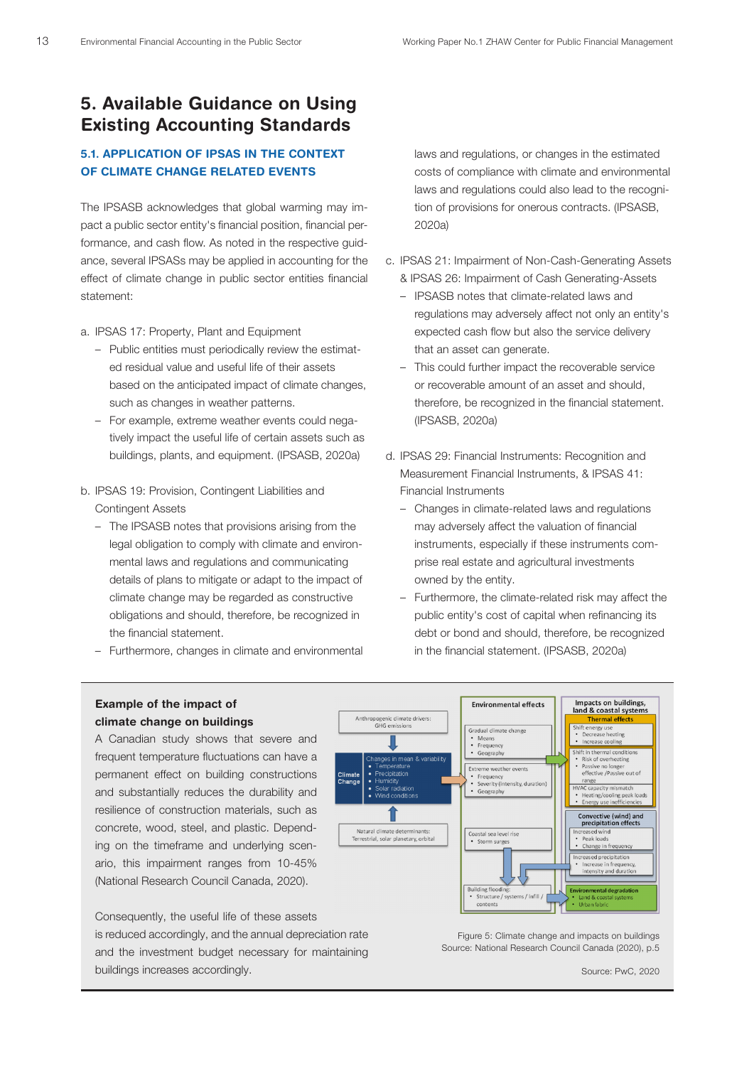# 5. Available Guidance on Using Existing Accounting Standards

## 5.1. APPLICATION OF IPSAS IN THE CONTEXT OF CLIMATE CHANGE RELATED EVENTS

The IPSASB acknowledges that global warming may impact a public sector entity's financial position, financial performance, and cash flow. As noted in the respective guidance, several IPSASs may be applied in accounting for the effect of climate change in public sector entities financial statement:

a. IPSAS 17: Property, Plant and Equipment
   - Public entities must periodically review the estimated residual value and useful life of their assets based on the anticipated impact of climate changes, such as changes in weather patterns.
   - For example, extreme weather events could negatively impact the useful life of certain assets such as buildings, plants, and equipment. (IPSASB, 2020a)

b. IPSAS 19: Provision, Contingent Liabilities and Contingent Assets
   - The IPSASB notes that provisions arising from the legal obligation to comply with climate and environmental laws and regulations and communicating details of plans to mitigate or adapt to the impact of climate change may be regarded as constructive obligations and should, therefore, be recognized in the financial statement.
   - Furthermore, changes in climate and environmental laws and regulations, or changes in the estimated costs of compliance with climate and environmental laws and regulations could also lead to the recognition of provisions for onerous contracts. (IPSASB, 2020a)

c. IPSAS 21: Impairment of Non-Cash-Generating Assets & IPSAS 26: Impairment of Cash Generating-Assets
   - IPSASB notes that climate-related laws and regulations may adversely affect not only an entity's expected cash flow but also the service delivery that an asset can generate.
   - This could further impact the recoverable service or recoverable amount of an asset and should, therefore, be recognized in the financial statement. (IPSASB, 2020a)

d. IPSAS 29: Financial Instruments: Recognition and Measurement Financial Instruments, & IPSAS 41: Financial Instruments
   - Changes in climate-related laws and regulations may adversely affect the valuation of financial instruments, especially if these instruments comprise real estate and agricultural investments owned by the entity.
   - Furthermore, the climate-related risk may affect the public entity's cost of capital when refinancing its debt or bond and should, therefore, be recognized in the financial statement. (IPSASB, 2020a)

**Example of the impact of climate change on buildings**

A Canadian study shows that severe and frequent temperature fluctuations can have a permanent effect on building constructions and substantially reduces the durability and resilience of construction materials, such as concrete, wood, steel, and plastic. Depending on the timeframe and underlying scenario, this impairment ranges from 10-45% (National Research Council Canada, 2020).

Consequently, the useful life of these assets is reduced accordingly, and the annual depreciation rate and the investment budget necessary for maintaining buildings increases accordingly.

Figure 5: Climate change and impacts on buildings
Source: National Research Council Canada (2020), p.5

Source: PwC, 2020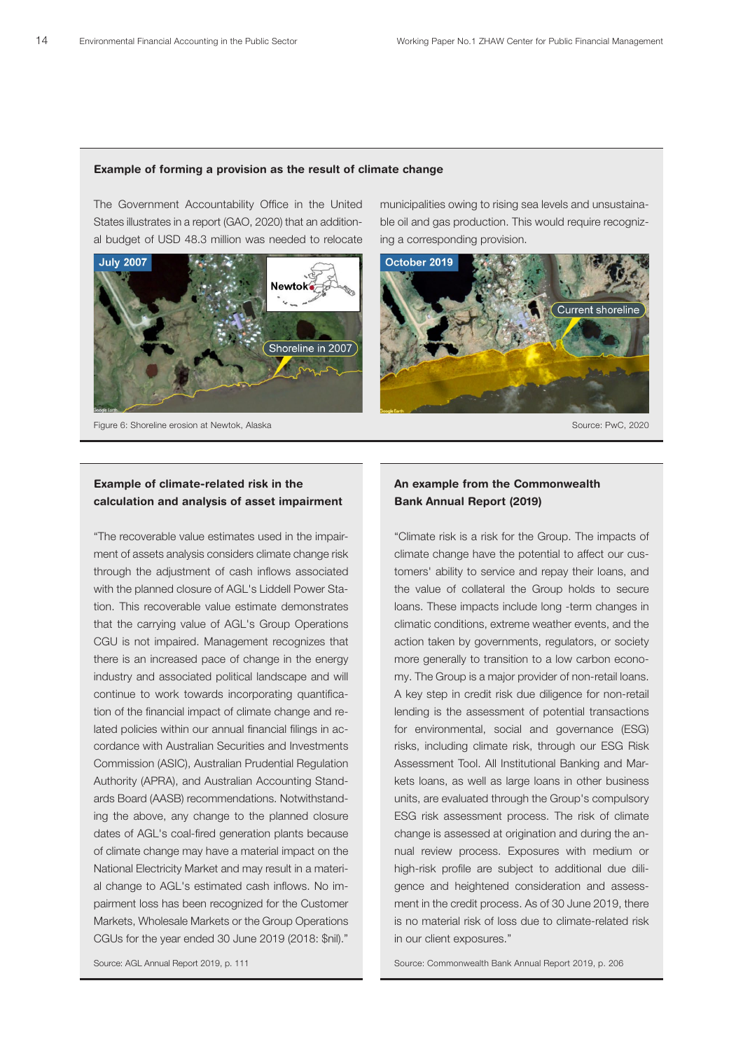### Example of forming a provision as the result of climate change

The Government Accountability Office in the United States illustrates in a report (GAO, 2020) that an additional budget of USD 48.3 million was needed to relocate municipalities owing to rising sea levels and unsustainable oil and gas production. This would require recognizing a corresponding provision.

Figure 6: Shoreline erosion at Newtok, Alaska

Source: PwC, 2020

### Example of climate-related risk in the calculation and analysis of asset impairment

"The recoverable value estimates used in the impairment of assets analysis considers climate change risk through the adjustment of cash inflows associated with the planned closure of AGL's Liddell Power Station. This recoverable value estimate demonstrates that the carrying value of AGL's Group Operations CGU is not impaired. Management recognizes that there is an increased pace of change in the energy industry and associated political landscape and will continue to work towards incorporating quantification of the financial impact of climate change and related policies within our annual financial filings in accordance with Australian Securities and Investments Commission (ASIC), Australian Prudential Regulation Authority (APRA), and Australian Accounting Standards Board (AASB) recommendations. Notwithstanding the above, any change to the planned closure dates of AGL's coal-fired generation plants because of climate change may have a material impact on the National Electricity Market and may result in a material change to AGL's estimated cash inflows. No impairment loss has been recognized for the Customer Markets, Wholesale Markets or the Group Operations CGUs for the year ended 30 June 2019 (2018: $nil)."

Source: AGL Annual Report 2019, p. 111

### An example from the Commonwealth Bank Annual Report (2019)

"Climate risk is a risk for the Group. The impacts of climate change have the potential to affect our customers' ability to service and repay their loans, and the value of collateral the Group holds to secure loans. These impacts include long -term changes in climatic conditions, extreme weather events, and the action taken by governments, regulators, or society more generally to transition to a low carbon economy. The Group is a major provider of non-retail loans. A key step in credit risk due diligence for non-retail lending is the assessment of potential transactions for environmental, social and governance (ESG) risks, including climate risk, through our ESG Risk Assessment Tool. All Institutional Banking and Markets loans, as well as large loans in other business units, are evaluated through the Group's compulsory ESG risk assessment process. The risk of climate change is assessed at origination and during the annual review process. Exposures with medium or high-risk profile are subject to additional due diligence and heightened consideration and assessment in the credit process. As of 30 June 2019, there is no material risk of loss due to climate-related risk in our client exposures."

Source: Commonwealth Bank Annual Report 2019, p. 206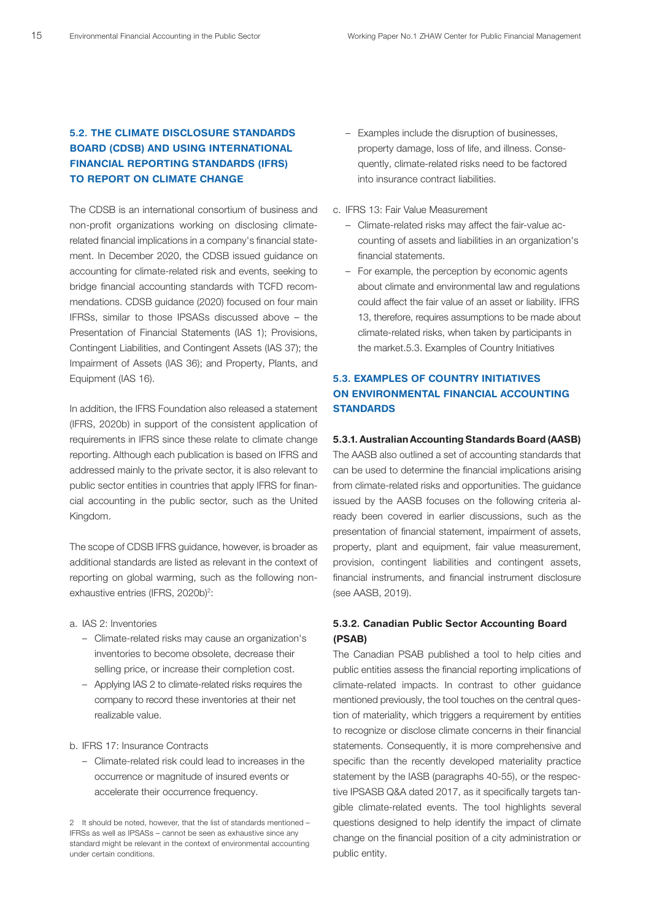## 5.2. THE CLIMATE DISCLOSURE STANDARDS BOARD (CDSB) AND USING INTERNATIONAL FINANCIAL REPORTING STANDARDS (IFRS) TO REPORT ON CLIMATE CHANGE

The CDSB is an international consortium of business and non-profit organizations working on disclosing climate-related financial implications in a company's financial statement. In December 2020, the CDSB issued guidance on accounting for climate-related risk and events, seeking to bridge financial accounting standards with TCFD recommendations. CDSB guidance (2020) focused on four main IFRSs, similar to those IPSASs discussed above – the Presentation of Financial Statements (IAS 1); Provisions, Contingent Liabilities, and Contingent Assets (IAS 37); the Impairment of Assets (IAS 36); and Property, Plants, and Equipment (IAS 16).

In addition, the IFRS Foundation also released a statement (IFRS, 2020b) in support of the consistent application of requirements in IFRS since these relate to climate change reporting. Although each publication is based on IFRS and addressed mainly to the private sector, it is also relevant to public sector entities in countries that apply IFRS for financial accounting in the public sector, such as the United Kingdom.

The scope of CDSB IFRS guidance, however, is broader as additional standards are listed as relevant in the context of reporting on global warming, such as the following non-exhaustive entries (IFRS, 2020b)[2]:

a. IAS 2: Inventories
   - Climate-related risks may cause an organization's inventories to become obsolete, decrease their selling price, or increase their completion cost.
   - Applying IAS 2 to climate-related risks requires the company to record these inventories at their net realizable value.

b. IFRS 17: Insurance Contracts
   - Climate-related risk could lead to increases in the occurrence or magnitude of insured events or accelerate their occurrence frequency.
   - Examples include the disruption of businesses, property damage, loss of life, and illness. Consequently, climate-related risks need to be factored into insurance contract liabilities.

c. IFRS 13: Fair Value Measurement
   - Climate-related risks may affect the fair-value accounting of assets and liabilities in an organization's financial statements.
   - For example, the perception by economic agents about climate and environmental law and regulations could affect the fair value of an asset or liability. IFRS 13, therefore, requires assumptions to be made about climate-related risks, when taken by participants in the market.5.3. Examples of Country Initiatives

## 5.3. EXAMPLES OF COUNTRY INITIATIVES ON ENVIRONMENTAL FINANCIAL ACCOUNTING STANDARDS

### 5.3.1. Australian Accounting Standards Board (AASB)

The AASB also outlined a set of accounting standards that can be used to determine the financial implications arising from climate-related risks and opportunities. The guidance issued by the AASB focuses on the following criteria already been covered in earlier discussions, such as the presentation of financial statement, impairment of assets, property, plant and equipment, fair value measurement, provision, contingent liabilities and contingent assets, financial instruments, and financial instrument disclosure (see AASB, 2019).

### 5.3.2. Canadian Public Sector Accounting Board (PSAB)

The Canadian PSAB published a tool to help cities and public entities assess the financial reporting implications of climate-related impacts. In contrast to other guidance mentioned previously, the tool touches on the central question of materiality, which triggers a requirement by entities to recognize or disclose climate concerns in their financial statements. Consequently, it is more comprehensive and specific than the recently developed materiality practice statement by the IASB (paragraphs 40-55), or the respective IPSASB Q&A dated 2017, as it specifically targets tangible climate-related events. The tool highlights several questions designed to help identify the impact of climate change on the financial position of a city administration or public entity.

---

2 It should be noted, however, that the list of standards mentioned – IFRSs as well as IPSASs – cannot be seen as exhaustive since any standard might be relevant in the context of environmental accounting under certain conditions.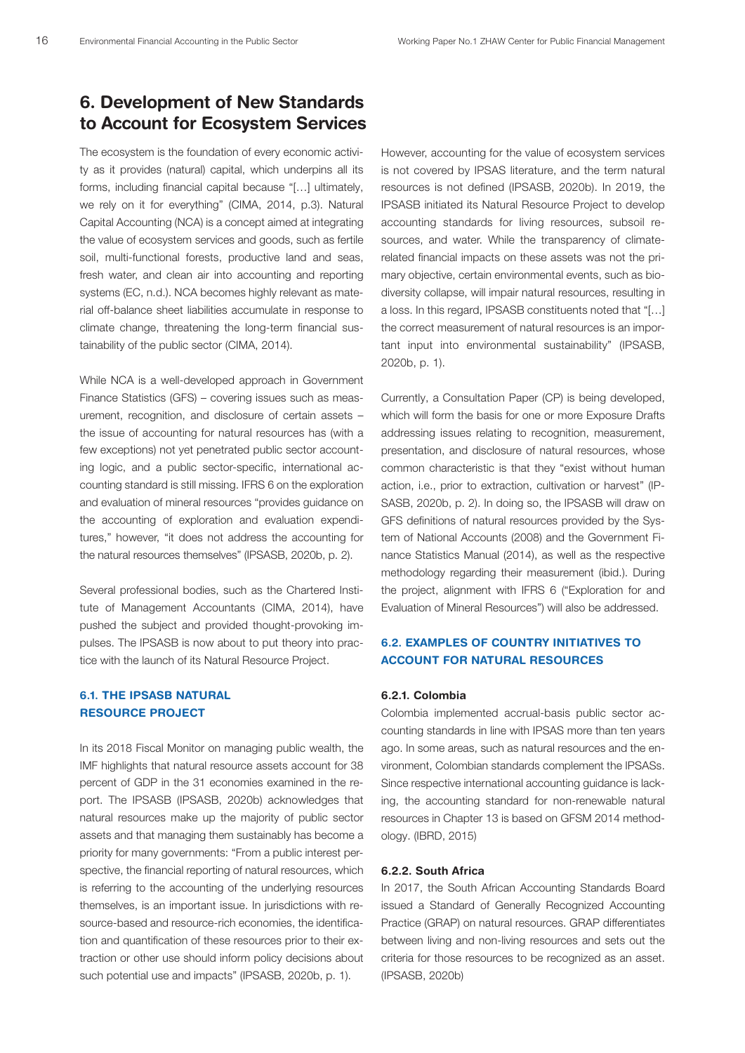# 6. Development of New Standards to Account for Ecosystem Services

The ecosystem is the foundation of every economic activity as it provides (natural) capital, which underpins all its forms, including financial capital because "[…] ultimately, we rely on it for everything" (CIMA, 2014, p.3). Natural Capital Accounting (NCA) is a concept aimed at integrating the value of ecosystem services and goods, such as fertile soil, multi-functional forests, productive land and seas, fresh water, and clean air into accounting and reporting systems (EC, n.d.). NCA becomes highly relevant as material off-balance sheet liabilities accumulate in response to climate change, threatening the long-term financial sustainability of the public sector (CIMA, 2014).

While NCA is a well-developed approach in Government Finance Statistics (GFS) – covering issues such as measurement, recognition, and disclosure of certain assets – the issue of accounting for natural resources has (with a few exceptions) not yet penetrated public sector accounting logic, and a public sector-specific, international accounting standard is still missing. IFRS 6 on the exploration and evaluation of mineral resources "provides guidance on the accounting of exploration and evaluation expenditures," however, "it does not address the accounting for the natural resources themselves" (IPSASB, 2020b, p. 2).

Several professional bodies, such as the Chartered Institute of Management Accountants (CIMA, 2014), have pushed the subject and provided thought-provoking impulses. The IPSASB is now about to put theory into practice with the launch of its Natural Resource Project.

## 6.1. THE IPSASB NATURAL RESOURCE PROJECT

In its 2018 Fiscal Monitor on managing public wealth, the IMF highlights that natural resource assets account for 38 percent of GDP in the 31 economies examined in the report. The IPSASB (IPSASB, 2020b) acknowledges that natural resources make up the majority of public sector assets and that managing them sustainably has become a priority for many governments: "From a public interest perspective, the financial reporting of natural resources, which is referring to the accounting of the underlying resources themselves, is an important issue. In jurisdictions with resource-based and resource-rich economies, the identification and quantification of these resources prior to their extraction or other use should inform policy decisions about such potential use and impacts" (IPSASB, 2020b, p. 1).

However, accounting for the value of ecosystem services is not covered by IPSAS literature, and the term natural resources is not defined (IPSASB, 2020b). In 2019, the IPSASB initiated its Natural Resource Project to develop accounting standards for living resources, subsoil resources, and water. While the transparency of climate-related financial impacts on these assets was not the primary objective, certain environmental events, such as biodiversity collapse, will impair natural resources, resulting in a loss. In this regard, IPSASB constituents noted that "[…] the correct measurement of natural resources is an important input into environmental sustainability" (IPSASB, 2020b, p. 1).

Currently, a Consultation Paper (CP) is being developed, which will form the basis for one or more Exposure Drafts addressing issues relating to recognition, measurement, presentation, and disclosure of natural resources, whose common characteristic is that they "exist without human action, i.e., prior to extraction, cultivation or harvest" (IPSASB, 2020b, p. 2). In doing so, the IPSASB will draw on GFS definitions of natural resources provided by the System of National Accounts (2008) and the Government Finance Statistics Manual (2014), as well as the respective methodology regarding their measurement (ibid.). During the project, alignment with IFRS 6 ("Exploration for and Evaluation of Mineral Resources") will also be addressed.

## 6.2. EXAMPLES OF COUNTRY INITIATIVES TO ACCOUNT FOR NATURAL RESOURCES

### 6.2.1. Colombia

Colombia implemented accrual-basis public sector accounting standards in line with IPSAS more than ten years ago. In some areas, such as natural resources and the environment, Colombian standards complement the IPSASs. Since respective international accounting guidance is lacking, the accounting standard for non-renewable natural resources in Chapter 13 is based on GFSM 2014 methodology. (IBRD, 2015)

### 6.2.2. South Africa

In 2017, the South African Accounting Standards Board issued a Standard of Generally Recognized Accounting Practice (GRAP) on natural resources. GRAP differentiates between living and non-living resources and sets out the criteria for those resources to be recognized as an asset. (IPSASB, 2020b)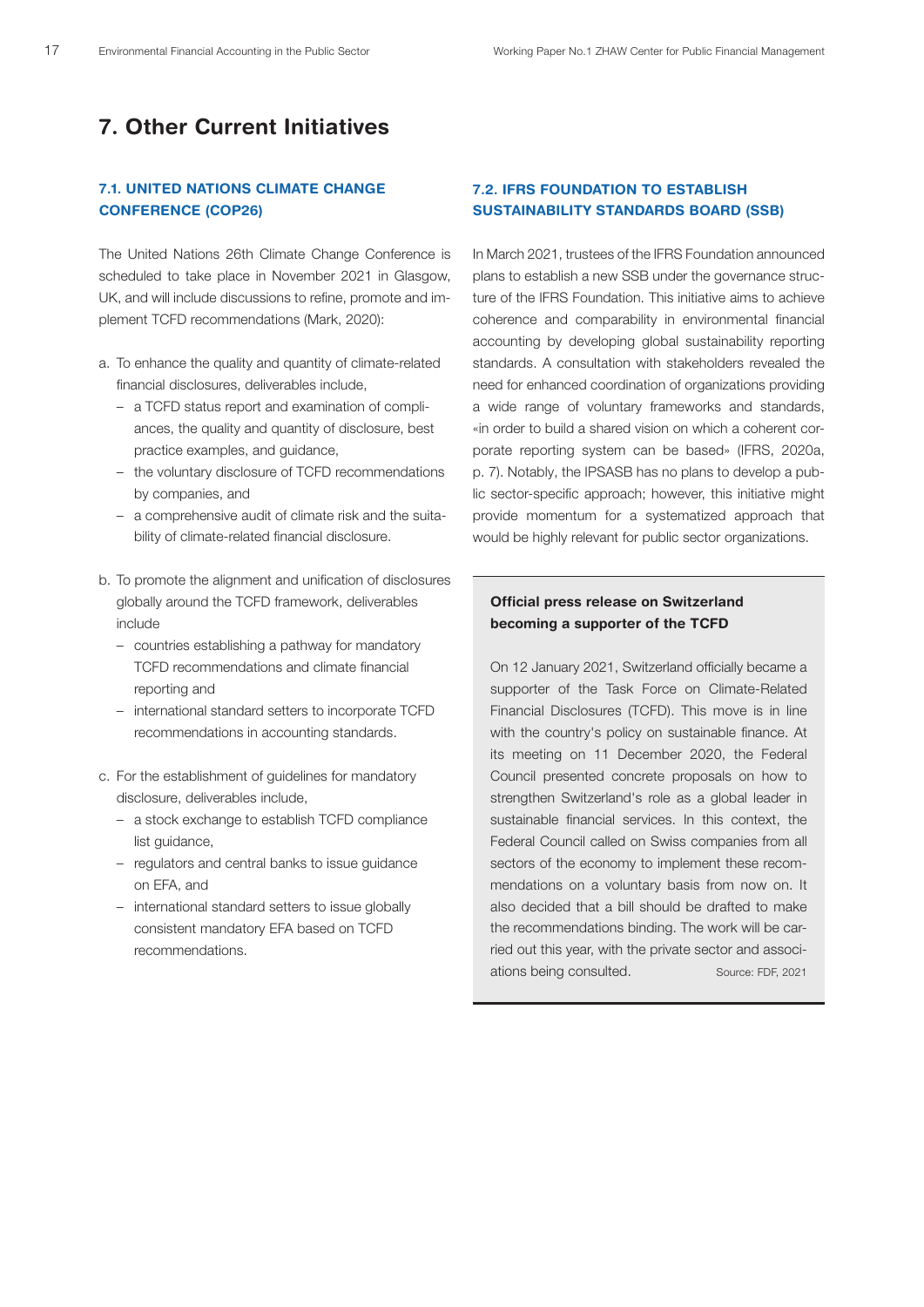# 7. Other Current Initiatives

## 7.1. UNITED NATIONS CLIMATE CHANGE CONFERENCE (COP26)

The United Nations 26th Climate Change Conference is scheduled to take place in November 2021 in Glasgow, UK, and will include discussions to refine, promote and implement TCFD recommendations (Mark, 2020):

a. To enhance the quality and quantity of climate-related financial disclosures, deliverables include,
   - a TCFD status report and examination of compliances, the quality and quantity of disclosure, best practice examples, and guidance,
   - the voluntary disclosure of TCFD recommendations by companies, and
   - a comprehensive audit of climate risk and the suitability of climate-related financial disclosure.

b. To promote the alignment and unification of disclosures globally around the TCFD framework, deliverables include
   - countries establishing a pathway for mandatory TCFD recommendations and climate financial reporting and
   - international standard setters to incorporate TCFD recommendations in accounting standards.

c. For the establishment of guidelines for mandatory disclosure, deliverables include,
   - a stock exchange to establish TCFD compliance list guidance,
   - regulators and central banks to issue guidance on EFA, and
   - international standard setters to issue globally consistent mandatory EFA based on TCFD recommendations.

## 7.2. IFRS FOUNDATION TO ESTABLISH SUSTAINABILITY STANDARDS BOARD (SSB)

In March 2021, trustees of the IFRS Foundation announced plans to establish a new SSB under the governance structure of the IFRS Foundation. This initiative aims to achieve coherence and comparability in environmental financial accounting by developing global sustainability reporting standards. A consultation with stakeholders revealed the need for enhanced coordination of organizations providing a wide range of voluntary frameworks and standards, «in order to build a shared vision on which a coherent corporate reporting system can be based» (IFRS, 2020a, p. 7). Notably, the IPSASB has no plans to develop a public sector-specific approach; however, this initiative might provide momentum for a systematized approach that would be highly relevant for public sector organizations.

**Official press release on Switzerland becoming a supporter of the TCFD**

On 12 January 2021, Switzerland officially became a supporter of the Task Force on Climate-Related Financial Disclosures (TCFD). This move is in line with the country's policy on sustainable finance. At its meeting on 11 December 2020, the Federal Council presented concrete proposals on how to strengthen Switzerland's role as a global leader in sustainable financial services. In this context, the Federal Council called on Swiss companies from all sectors of the economy to implement these recommendations on a voluntary basis from now on. It also decided that a bill should be drafted to make the recommendations binding. The work will be carried out this year, with the private sector and associations being consulted.

Source: FDF, 2021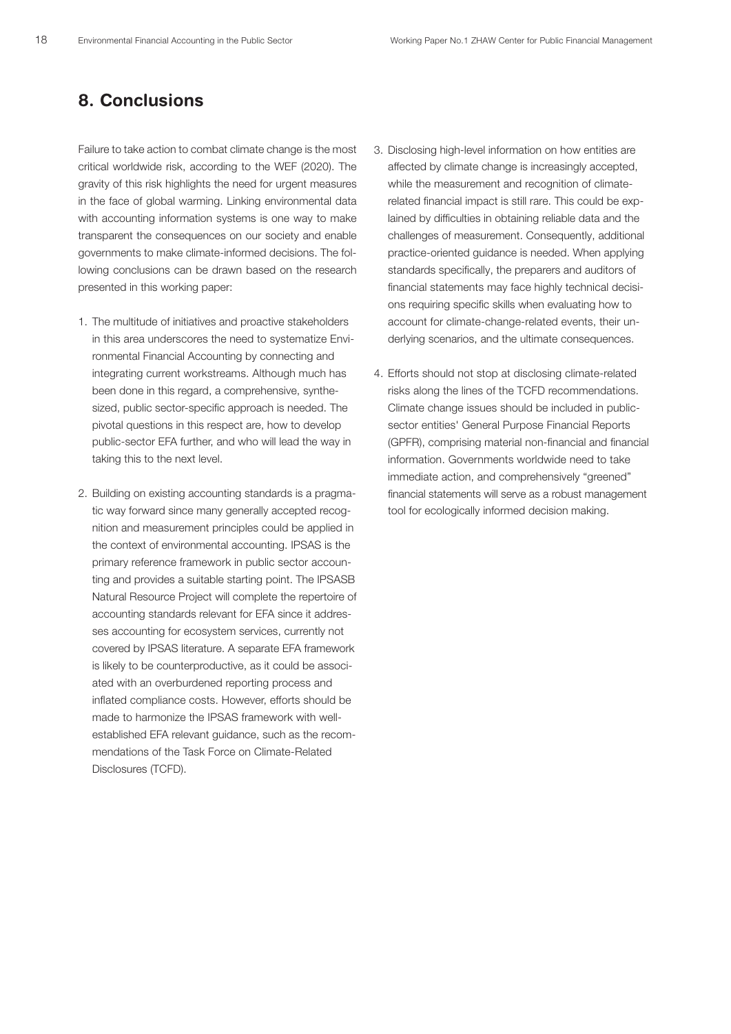## 8. Conclusions

Failure to take action to combat climate change is the most critical worldwide risk, according to the WEF (2020). The gravity of this risk highlights the need for urgent measures in the face of global warming. Linking environmental data with accounting information systems is one way to make transparent the consequences on our society and enable governments to make climate-informed decisions. The following conclusions can be drawn based on the research presented in this working paper:

1. The multitude of initiatives and proactive stakeholders in this area underscores the need to systematize Environmental Financial Accounting by connecting and integrating current workstreams. Although much has been done in this regard, a comprehensive, synthesized, public sector-specific approach is needed. The pivotal questions in this respect are, how to develop public-sector EFA further, and who will lead the way in taking this to the next level.

2. Building on existing accounting standards is a pragmatic way forward since many generally accepted recognition and measurement principles could be applied in the context of environmental accounting. IPSAS is the primary reference framework in public sector accounting and provides a suitable starting point. The IPSASB Natural Resource Project will complete the repertoire of accounting standards relevant for EFA since it addresses accounting for ecosystem services, currently not covered by IPSAS literature. A separate EFA framework is likely to be counterproductive, as it could be associated with an overburdened reporting process and inflated compliance costs. However, efforts should be made to harmonize the IPSAS framework with well-established EFA relevant guidance, such as the recommendations of the Task Force on Climate-Related Disclosures (TCFD).

3. Disclosing high-level information on how entities are affected by climate change is increasingly accepted, while the measurement and recognition of climate-related financial impact is still rare. This could be explained by difficulties in obtaining reliable data and the challenges of measurement. Consequently, additional practice-oriented guidance is needed. When applying standards specifically, the preparers and auditors of financial statements may face highly technical decisions requiring specific skills when evaluating how to account for climate-change-related events, their underlying scenarios, and the ultimate consequences.

4. Efforts should not stop at disclosing climate-related risks along the lines of the TCFD recommendations. Climate change issues should be included in public-sector entities' General Purpose Financial Reports (GPFR), comprising material non-financial and financial information. Governments worldwide need to take immediate action, and comprehensively "greened" financial statements will serve as a robust management tool for ecologically informed decision making.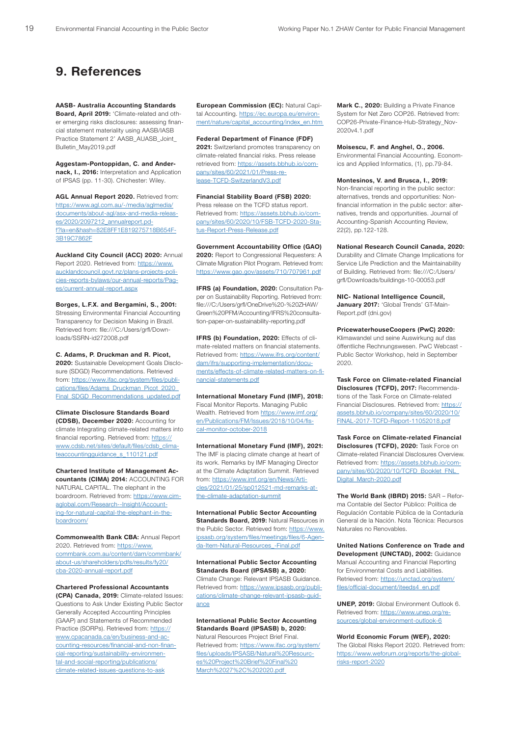# 9. References

**AASB- Australia Accounting Standards Board, April 2019:** 'Climate-related and other emerging risks disclosures: assessing financial statement materiality using AASB/IASB Practice Statement 2' AASB_AUASB_Joint_Bulletin_May2019.pdf

**Aggestam-Pontoppidan, C. and Andernack, I., 2016:** Interpretation and Application of IPSAS (pp. 11-30). Chichester: Wiley.

**AGL Annual Report 2020.** Retrieved from: https://www.agl.com.au/-/media/aglmedia/documents/about-agl/asx-and-media-releases/2020/2097212_annualreport.pdf?la=en&hash=82E8FF1E819275718B654F3B19C7862F

**Auckland City Council (ACC) 2020:** Annual Report 2020. Retrieved from: https://www.aucklandcouncil.govt.nz/plans-projects-policies-reports-bylaws/our-annual-reports/Pages/current-annual-report.aspx

**Borges, L.F.X. and Bergamini, S., 2001:** Stressing Environmental Financial Accounting Transparency for Decision Making in Brazil. Retrieved from: file:///C:/Users/grfl/Downloads/SSRN-id272008.pdf

**C. Adams, P. Druckman and R. Picot, 2020:** Sustainable Development Goals Disclosure (SDGD) Recommendations. Retrieved from: https://www.ifac.org/system/files/publications/files/Adams_Druckman_Picot_2020_Final_SDGD_Recommendations_updated.pdf

**Climate Disclosure Standards Board (CDSB), December 2020:** Accounting for climate Integrating climate-related matters into financial reporting. Retrieved from: https://www.cdsb.net/sites/default/files/cdsb_climateaccountingguidance_s_110121.pdf

**Chartered Institute of Management Accountants (CIMA) 2014:** ACCOUNTING FOR NATURAL CAPITAL. The elephant in the boardroom. Retrieved from: https://www.cimaglobal.com/Research--Insight/Accounting-for-natural-capital-the-elephant-in-the-boardroom/

**Commonwealth Bank CBA:** Annual Report 2020. Retrieved from: https://www.commbank.com.au/content/dam/commbank/about-us/shareholders/pdfs/results/fy20/cba-2020-annual-report.pdf

**Chartered Professional Accountants (CPA) Canada, 2019:** Climate-related Issues: Questions to Ask Under Existing Public Sector Generally Accepted Accounting Principles (GAAP) and Statements of Recommended Practice (SORPs). Retrieved from: https://www.cpacanada.ca/en/business-and-accounting-resources/financial-and-non-financial-reporting/sustainability-environmental-and-social-reporting/publications/climate-related-issues-questions-to-ask

**European Commission (EC):** Natural Capital Accounting. https://ec.europa.eu/environment/nature/capital_accounting/index_en.htm

**Federal Department of Finance (FDF) 2021:** Switzerland promotes transparency on climate-related financial risks. Press release retrieved from: https://assets.bbhub.io/company/sites/60/2021/01/Press-release-TCFD-SwitzerlandV3.pdf

**Financial Stability Board (FSB) 2020:** Press release on the TCFD status report. Retrieved from: https://assets.bbhub.io/company/sites/60/2020/10/FSB-TCFD-2020-Status-Report-Press-Release.pdf

**Government Accountability Office (GAO) 2020:** Report to Congressional Requesters: A Climate Migration Pilot Program. Retrieved from: https://www.gao.gov/assets/710/707961.pdf

**IFRS (a) Foundation, 2020:** Consultation Paper on Sustainability Reporting. Retrieved from: file:///C:/Users/grfl/OneDrive%20-%20ZHAW/Green%20PFM/Accounting/IFRS%20consultation-paper-on-sustainability-reporting.pdf

**IFRS (b) Foundation, 2020:** Effects of climate-related matters on financial statements. Retrieved from: https://www.ifrs.org/content/dam/ifrs/supporting-implementation/documents/effects-of-climate-related-matters-on-financial-statements.pdf

**International Monetary Fund (IMF), 2018:** Fiscal Monitor Reports. Managing Public Wealth. Retrieved from https://www.imf.org/en/Publications/FM/Issues/2018/10/04/fiscal-monitor-october-2018

**International Monetary Fund (IMF), 2021:** The IMF is placing climate change at heart of its work. Remarks by IMF Managing Director at the Climate Adaptation Summit. Retrieved from: https://www.imf.org/en/News/Articles/2021/01/25/sp012521-md-remarks-at-the-climate-adaptation-summit

**International Public Sector Accounting Standards Board, 2019:** Natural Resources in the Public Sector. Retrieved from: https://www.ipsasb.org/system/files/meetings/files/6-Agenda-Item-Natural-Resources_-Final.pdf

**International Public Sector Accounting Standards Board (IPSASB) a, 2020:** Climate Change: Relevant IPSASB Guidance. Retrieved from: https://www.ipsasb.org/publications/climate-change-relevant-ipsasb-guidance

**International Public Sector Accounting Standards Board (IPSASB) b, 2020:** Natural Resources Project Brief Final. Retrieved from: https://www.ifac.org/system/files/uploads/IPSASB/Natural%20Resources%20Project%20Brief%20Final%20March%2027%2C%202020.pdf

**Mark C., 2020:** Building a Private Finance System for Net Zero COP26. Retrieved from: COP26-Private-Finance-Hub-Strategy_Nov-2020v4.1.pdf

**Moisescu, F. and Anghel, O., 2006.** Environmental Financial Accounting. Economics and Applied Informatics, (1), pp.79-84.

**Montesinos, V. and Brusca, I., 2019:** Non-financial reporting in the public sector: alternatives, trends and opportunities: Non-financial information in the public sector: alternatives, trends and opportunities. Journal of Accounting-Spanish Accounting Review, 22(2), pp.122-128.

**National Research Council Canada, 2020:** Durability and Climate Change Implications for Service Life Prediction and the Maintainability of Building. Retrieved from: file:///C:/Users/grfl/Downloads/buildings-10-00053.pdf

**NIC- National Intelligence Council, January 2017:** 'Global Trends' GT-Main-Report.pdf (dni.gov)

**PricewaterhouseCoopers (PwC) 2020:** Klimawandel und seine Auswirkung auf das öffentliche Rechnungswesen. PwC Webcast - Public Sector Workshop, held in September 2020.

**Task Force on Climate-related Financial Disclosures (TCFD), 2017:** Recommendations of the Task Force on Climate-related Financial Disclosures. Retrieved from: https://assets.bbhub.io/company/sites/60/2020/10/FINAL-2017-TCFD-Report-11052018.pdf

**Task Force on Climate-related Financial Disclosures (TCFD), 2020:** Task Force on Climate-related Financial Disclosures Overview. Retrieved from: https://assets.bbhub.io/company/sites/60/2020/10/TCFD_Booklet_FNL_Digital_March-2020.pdf

**The World Bank (IBRD) 2015:** SAR – Reforma Contable del Sector Público: Política de Regulación Contable Pública de la Contaduría General de la Nación. Nota Técnica: Recursos Naturales no Renovables.

**United Nations Conference on Trade and Development (UNCTAD), 2002:** Guidance Manual Accounting and Financial Reporting for Environmental Costs and Liabilities. Retrieved from: https://unctad.org/system/files/official-document/iteeds4_en.pdf

**UNEP, 2019:** Global Environment Outlook 6. Retrieved from: https://www.unep.org/resources/global-environment-outlook-6

**World Economic Forum (WEF), 2020:** The Global Risks Report 2020. Retrieved from: https://www.weforum.org/reports/the-global-risks-report-2020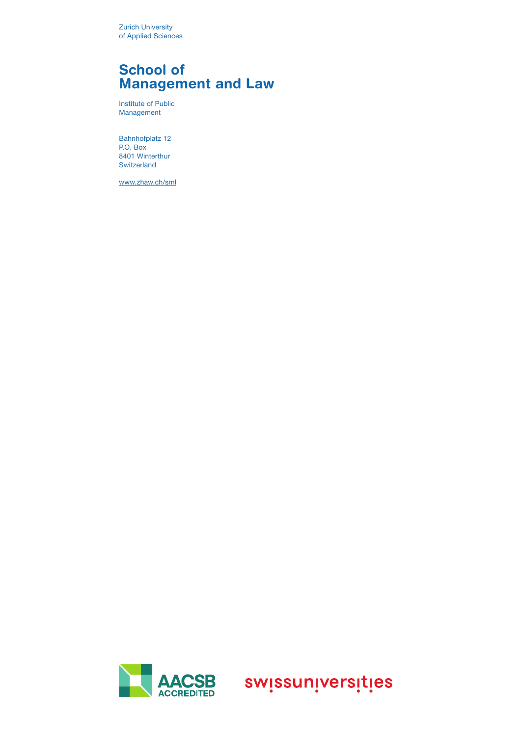Zurich University
of Applied Sciences

# School of Management and Law

Institute of Public
Management

Bahnhofplatz 12
P.O. Box
8401 Winterthur
Switzerland

www.zhaw.ch/sml

AACSB ACCREDITED

swissuniversities